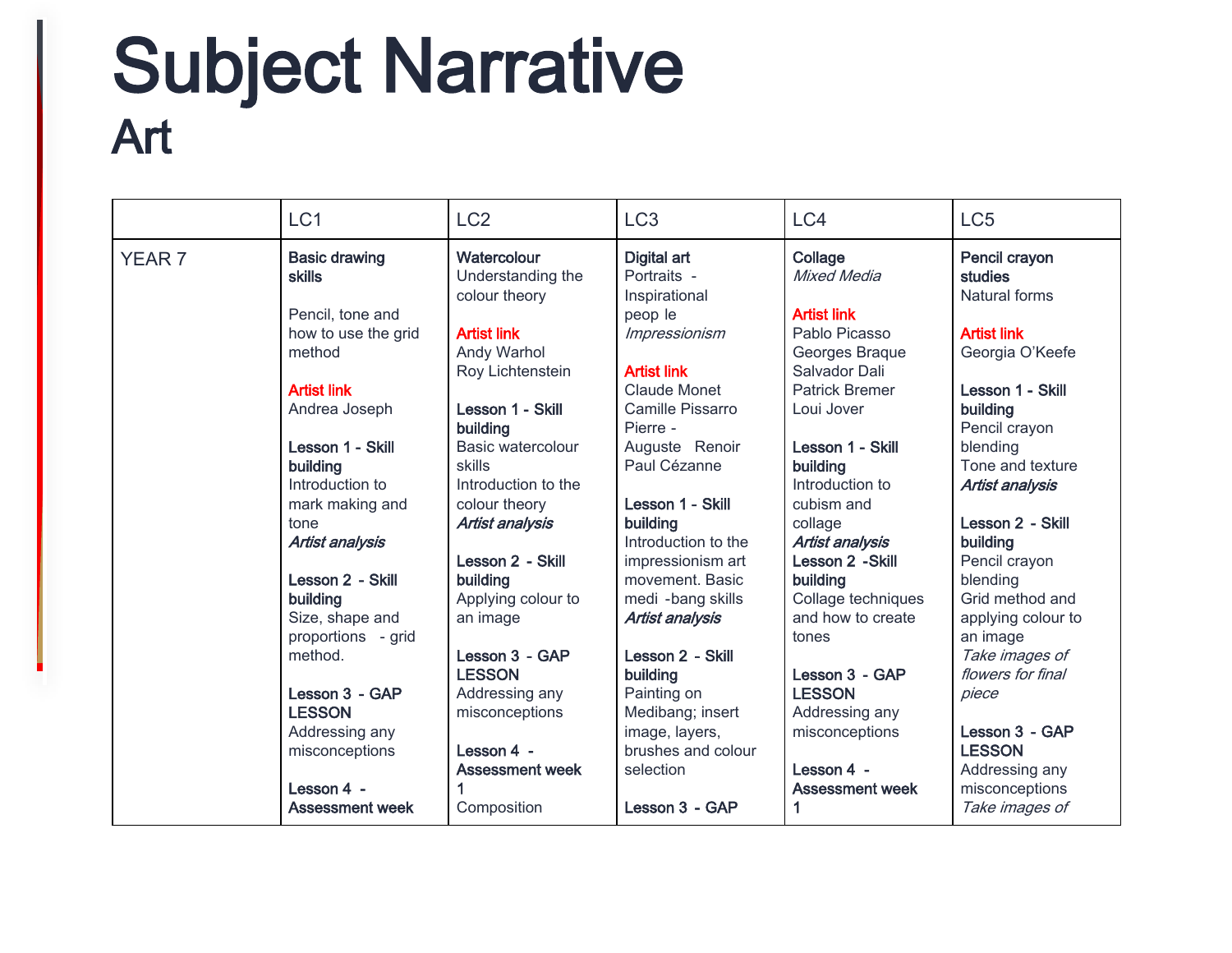# Subject Narrative

## Art

| | LC1 | LC2 | LC3 | LC4 | LC5 |
|---|---|---|---|---|---|
| YEAR 7 | **Basic drawing skills**<br><br>Pencil, tone and how to use the grid method<br><br>Artist link<br>Andrea Joseph<br><br>**Lesson 1 - Skill building**<br>Introduction to mark making and tone<br>***Artist analysis***<br><br>**Lesson 2 - Skill building**<br>Size, shape and proportions - grid method.<br><br>**Lesson 3 - GAP LESSON**<br>Addressing any misconceptions<br><br>**Lesson 4 - Assessment week** | **Watercolour**<br>Understanding the colour theory<br><br>Artist link<br>Andy Warhol<br>Roy Lichtenstein<br><br>**Lesson 1 - Skill building**<br>Basic watercolour skills<br>Introduction to the colour theory<br>***Artist analysis***<br><br>**Lesson 2 - Skill building**<br>Applying colour to an image<br><br>**Lesson 3 - GAP LESSON**<br>Addressing any misconceptions<br><br>**Lesson 4 - Assessment week 1**<br>Composition | **Digital art**<br>Portraits - Inspirational peop le<br>*Impressionism*<br><br>Artist link<br>Claude Monet<br>Camille Pissarro<br>Pierre - Auguste Renoir<br>Paul Cézanne<br><br>**Lesson 1 - Skill building**<br>Introduction to the impressionism art movement. Basic medi -bang skills<br>***Artist analysis***<br><br>**Lesson 2 - Skill building**<br>Painting on Medibang; insert image, layers, brushes and colour selection<br><br>**Lesson 3 - GAP** | **Collage**<br>*Mixed Media*<br><br>Artist link<br>Pablo Picasso<br>Georges Braque<br>Salvador Dali<br>Patrick Bremer<br>Loui Jover<br><br>**Lesson 1 - Skill building**<br>Introduction to cubism and collage<br>***Artist analysis***<br>**Lesson 2 -Skill building**<br>Collage techniques and how to create tones<br><br>**Lesson 3 - GAP LESSON**<br>Addressing any misconceptions<br><br>**Lesson 4 - Assessment week 1** | **Pencil crayon studies**<br>Natural forms<br><br>Artist link<br>Georgia O'Keefe<br><br>**Lesson 1 - Skill building**<br>Pencil crayon blending<br>Tone and texture<br>***Artist analysis***<br><br>**Lesson 2 - Skill building**<br>Pencil crayon blending<br>Grid method and applying colour to an image<br>*Take images of flowers for final piece*<br><br>**Lesson 3 - GAP LESSON**<br>Addressing any misconceptions<br>*Take images of* |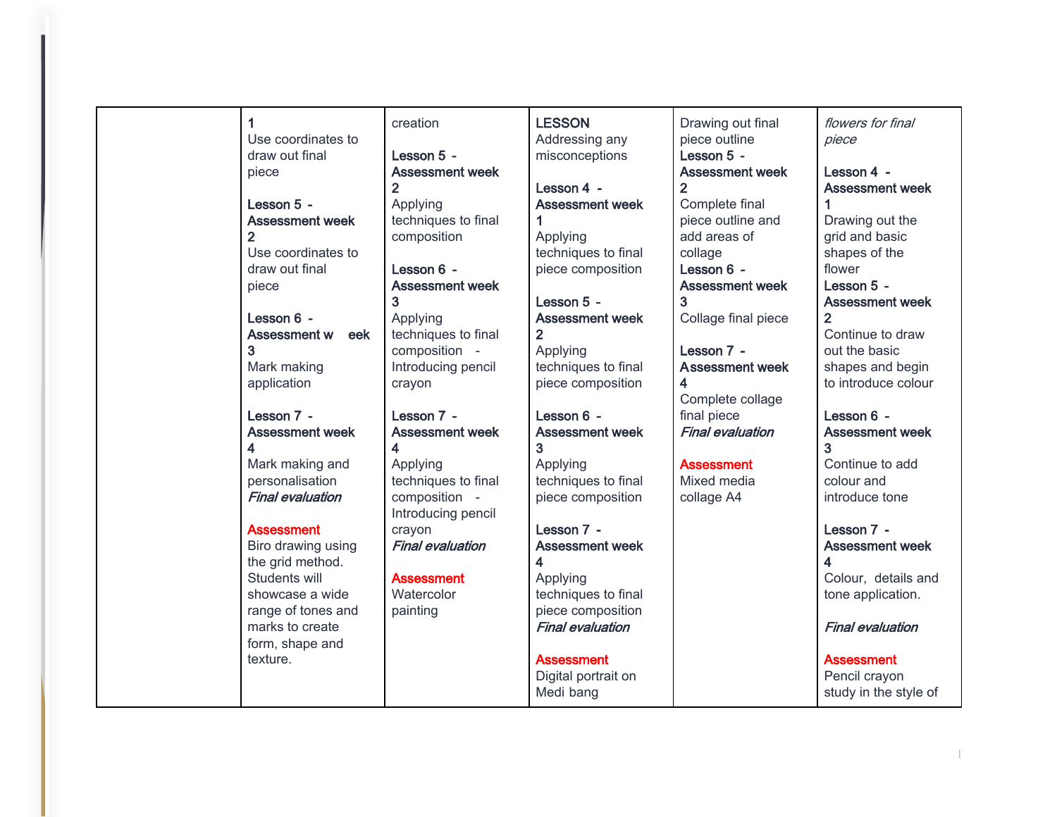| | | | | | |
|---|---|---|---|---|---|
| | **1**<br>Use coordinates to draw out final piece<br><br>**Lesson 5 - Assessment week 2**<br>Use coordinates to draw out final piece<br><br>**Lesson 6 - Assessment week 3**<br>Mark making application<br><br>**Lesson 7 - Assessment week 4**<br>Mark making and personalisation<br>***Final evaluation***<br><br>Assessment<br>Biro drawing using the grid method. Students will showcase a wide range of tones and marks to create form, shape and texture. | creation<br><br>**Lesson 5 - Assessment week 2**<br>Applying techniques to final composition<br><br>**Lesson 6 - Assessment week 3**<br>Applying techniques to final composition - Introducing pencil crayon<br><br>**Lesson 7 - Assessment week 4**<br>Applying techniques to final composition - Introducing pencil crayon<br>***Final evaluation***<br><br>Assessment<br>Watercolor painting | **LESSON**<br>Addressing any misconceptions<br><br>**Lesson 4 - Assessment week 1**<br>Applying techniques to final piece composition<br><br>**Lesson 5 - Assessment week 2**<br>Applying techniques to final piece composition<br><br>**Lesson 6 - Assessment week 3**<br>Applying techniques to final piece composition<br><br>**Lesson 7 - Assessment week 4**<br>Applying techniques to final piece composition<br>***Final evaluation***<br><br>Assessment<br>Digital portrait on Medi bang | Drawing out final piece outline<br>**Lesson 5 - Assessment week 2**<br>Complete final piece outline and add areas of collage<br>**Lesson 6 - Assessment week 3**<br>Collage final piece<br><br>**Lesson 7 - Assessment week 4**<br>Complete collage final piece<br>***Final evaluation***<br><br>Assessment<br>Mixed media collage A4 | *flowers for final piece*<br><br>**Lesson 4 - Assessment week 1**<br>Drawing out the grid and basic shapes of the flower<br>**Lesson 5 - Assessment week 2**<br>Continue to draw out the basic shapes and begin to introduce colour<br><br>**Lesson 6 - Assessment week 3**<br>Continue to add colour and introduce tone<br><br>**Lesson 7 - Assessment week 4**<br>Colour, details and tone application.<br><br>***Final evaluation***<br><br>Assessment<br>Pencil crayon study in the style of |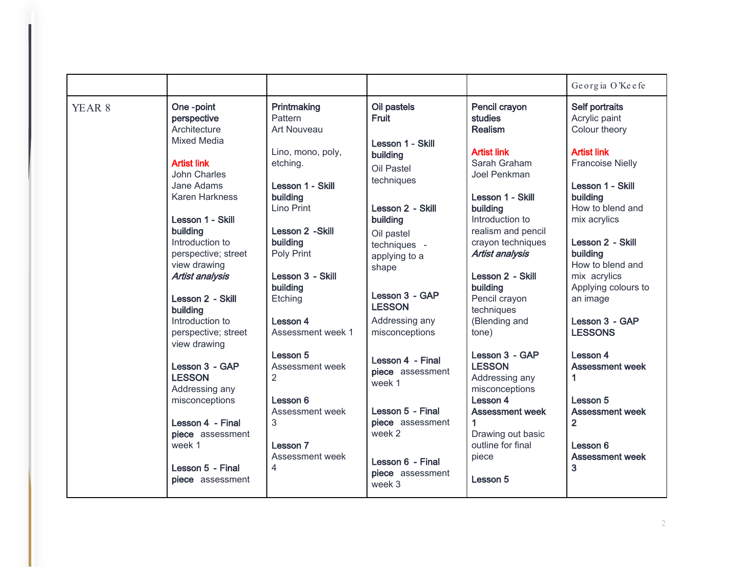|  |  |  |  |  | Georgia O'Keefe |
|---|---|---|---|---|---|
| YEAR 8 | **One -point perspective**<br>Architecture<br>Mixed Media<br><br>Artist link<br>John Charles<br>Jane Adams<br>Karen Harkness<br><br>**Lesson 1 - Skill building**<br>Introduction to perspective; street view drawing<br>***Artist analysis***<br><br>**Lesson 2 - Skill building**<br>Introduction to perspective; street view drawing<br><br>**Lesson 3 - GAP LESSON**<br>Addressing any misconceptions<br><br>**Lesson 4 - Final piece** assessment week 1<br><br>**Lesson 5 - Final piece** assessment | **Printmaking**<br>Pattern<br>Art Nouveau<br><br>Lino, mono, poly, etching.<br><br>**Lesson 1 - Skill building**<br>Lino Print<br><br>**Lesson 2 -Skill building**<br>Poly Print<br><br>**Lesson 3 - Skill building**<br>Etching<br><br>**Lesson 4**<br>Assessment week 1<br><br>**Lesson 5**<br>Assessment week 2<br><br>**Lesson 6**<br>Assessment week 3<br><br>**Lesson 7**<br>Assessment week 4 | **Oil pastels**<br>**Fruit**<br><br>**Lesson 1 - Skill building**<br>Oil Pastel techniques<br><br>**Lesson 2 - Skill building**<br>Oil pastel techniques - applying to a shape<br><br>**Lesson 3 - GAP LESSON**<br>Addressing any misconceptions<br><br>**Lesson 4 - Final piece** assessment week 1<br><br>**Lesson 5 - Final piece** assessment week 2<br><br>**Lesson 6 - Final piece** assessment week 3 | **Pencil crayon studies**<br>**Realism**<br><br>Artist link<br>Sarah Graham<br>Joel Penkman<br><br>**Lesson 1 - Skill building**<br>Introduction to realism and pencil crayon techniques<br>***Artist analysis***<br><br>**Lesson 2 - Skill building**<br>Pencil crayon techniques (Blending and tone)<br><br>**Lesson 3 - GAP LESSON**<br>Addressing any misconceptions<br>**Lesson 4**<br>**Assessment week 1**<br>Drawing out basic outline for final piece<br><br>**Lesson 5** | **Self portraits**<br>Acrylic paint<br>Colour theory<br><br>Artist link<br>Francoise Nielly<br><br>**Lesson 1 - Skill building**<br>How to blend and mix acrylics<br><br>**Lesson 2 - Skill building**<br>How to blend and mix acrylics<br>Applying colours to an image<br><br>**Lesson 3 - GAP LESSONS**<br><br>**Lesson 4**<br>**Assessment week 1**<br><br>**Lesson 5**<br>**Assessment week 2**<br><br>**Lesson 6**<br>**Assessment week 3** |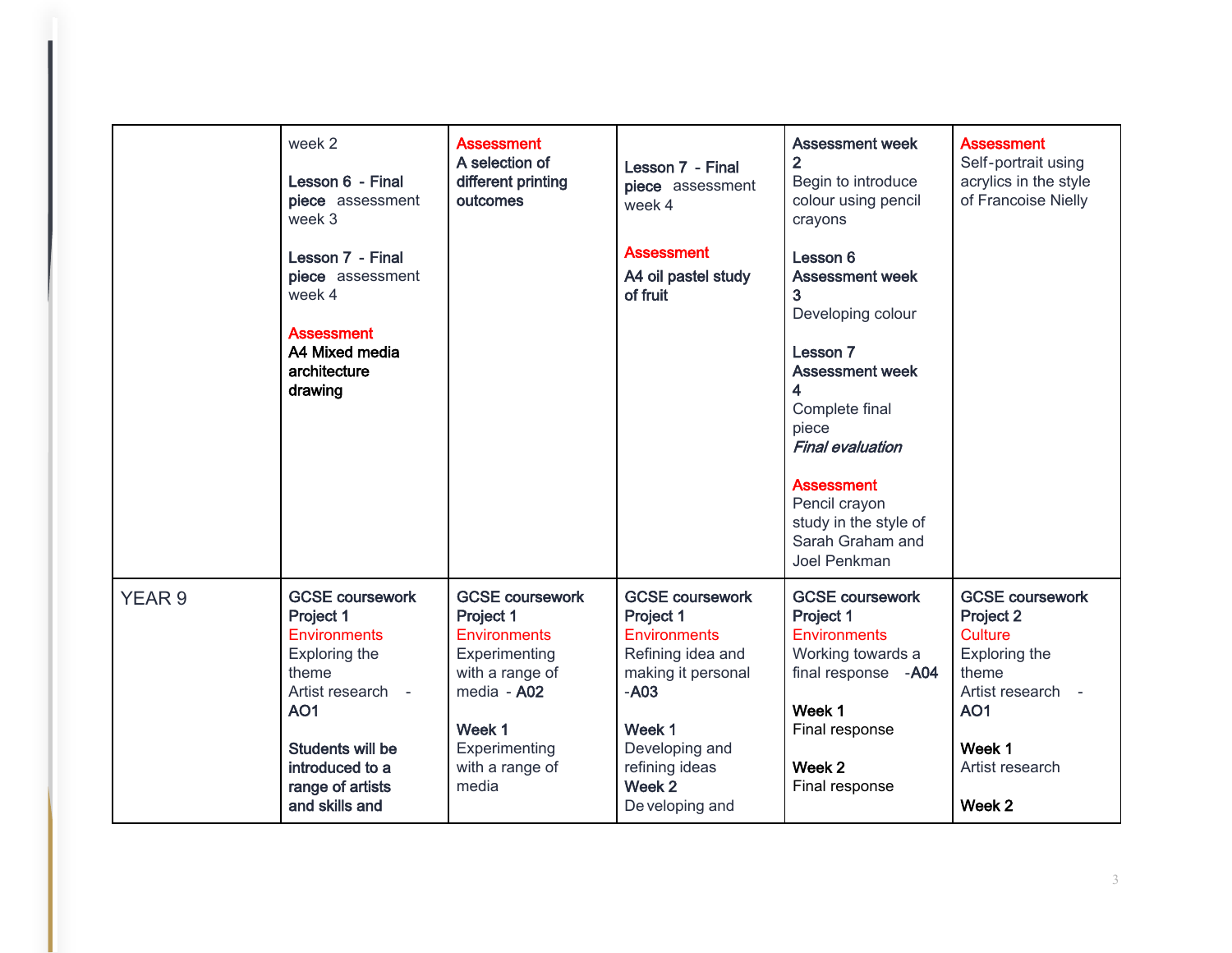| | | | | | |
|---|---|---|---|---|---|
| | week 2<br><br>**Lesson 6 - Final piece** assessment week 3<br><br>**Lesson 7 - Final piece** assessment week 4<br><br>**Assessment**<br>**A4 Mixed media architecture drawing** | **Assessment**<br>**A selection of different printing outcomes** | **Lesson 7 - Final piece** assessment week 4<br><br>**Assessment**<br>**A4 oil pastel study of fruit** | **Assessment week 2**<br>Begin to introduce colour using pencil crayons<br><br>**Lesson 6**<br>**Assessment week 3**<br>Developing colour<br><br>**Lesson 7**<br>**Assessment week 4**<br>Complete final piece<br>***Final evaluation***<br><br>**Assessment**<br>Pencil crayon study in the style of Sarah Graham and Joel Penkman | **Assessment**<br>Self-portrait using acrylics in the style of Francoise Nielly |
| YEAR 9 | **GCSE coursework Project 1**<br>Environments<br>Exploring the theme<br>Artist research - **AO1**<br><br>**Students will be introduced to a range of artists and skills and** | **GCSE coursework Project 1**<br>Environments<br>Experimenting with a range of media - **A02**<br><br>**Week 1**<br>Experimenting with a range of media | **GCSE coursework Project 1**<br>Environments<br>Refining idea and making it personal -**A03**<br><br>**Week 1**<br>Developing and refining ideas<br>**Week 2**<br>Developing and | **GCSE coursework Project 1**<br>Environments<br>Working towards a final response -**A04**<br><br>**Week 1**<br>Final response<br><br>**Week 2**<br>Final response | **GCSE coursework Project 2**<br>Culture<br>Exploring the theme<br>Artist research - **AO1**<br><br>**Week 1**<br>Artist research<br><br>**Week 2** |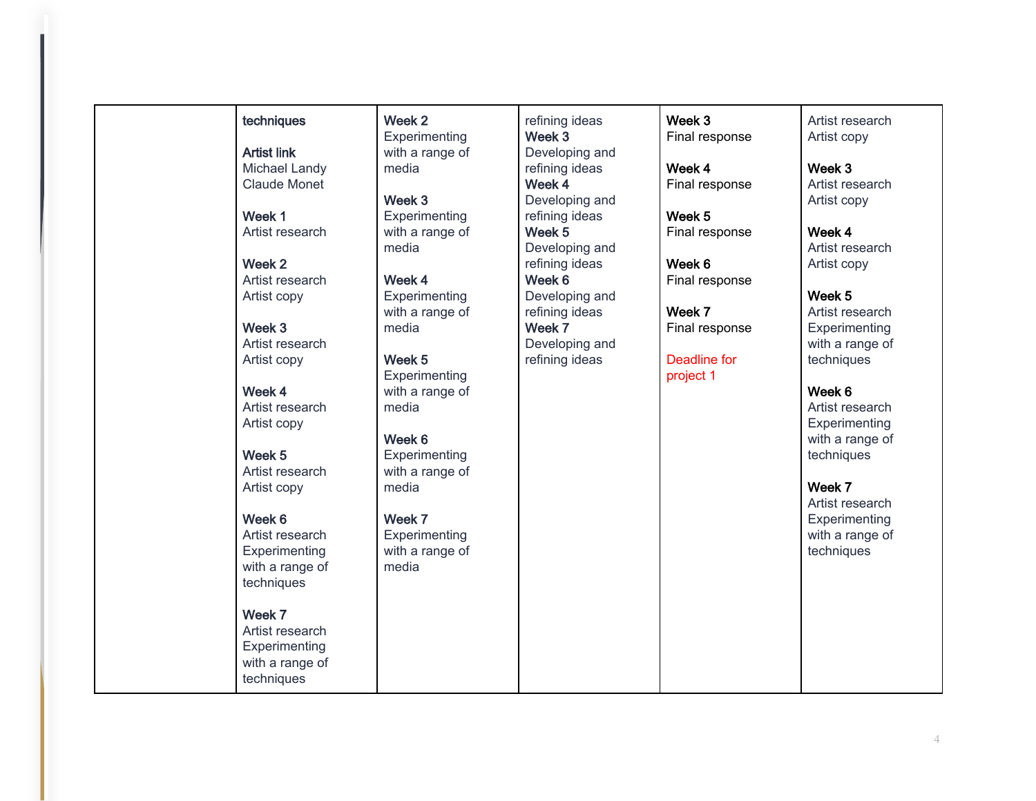| | | | | | |
|---|---|---|---|---|---|
| | **techniques**<br><br>**Artist link**<br>Michael Landy<br>Claude Monet<br><br>**Week 1**<br>Artist research<br><br>**Week 2**<br>Artist research<br>Artist copy<br><br>**Week 3**<br>Artist research<br>Artist copy<br><br>**Week 4**<br>Artist research<br>Artist copy<br><br>**Week 5**<br>Artist research<br>Artist copy<br><br>**Week 6**<br>Artist research<br>Experimenting with a range of techniques<br><br>**Week 7**<br>Artist research<br>Experimenting with a range of techniques | **Week 2**<br>Experimenting with a range of media<br><br>**Week 3**<br>Experimenting with a range of media<br><br>**Week 4**<br>Experimenting with a range of media<br><br>**Week 5**<br>Experimenting with a range of media<br><br>**Week 6**<br>Experimenting with a range of media<br><br>**Week 7**<br>Experimenting with a range of media | refining ideas<br>**Week 3**<br>Developing and refining ideas<br>**Week 4**<br>Developing and refining ideas<br>**Week 5**<br>Developing and refining ideas<br>**Week 6**<br>Developing and refining ideas<br>**Week 7**<br>Developing and refining ideas | **Week 3**<br>Final response<br><br>**Week 4**<br>Final response<br><br>**Week 5**<br>Final response<br><br>**Week 6**<br>Final response<br><br>**Week 7**<br>Final response<br><br>Deadline for project 1 | Artist research<br>Artist copy<br><br>**Week 3**<br>Artist research<br>Artist copy<br><br>**Week 4**<br>Artist research<br>Artist copy<br><br>**Week 5**<br>Artist research<br>Experimenting with a range of techniques<br><br>**Week 6**<br>Artist research<br>Experimenting with a range of techniques<br><br>**Week 7**<br>Artist research<br>Experimenting with a range of techniques |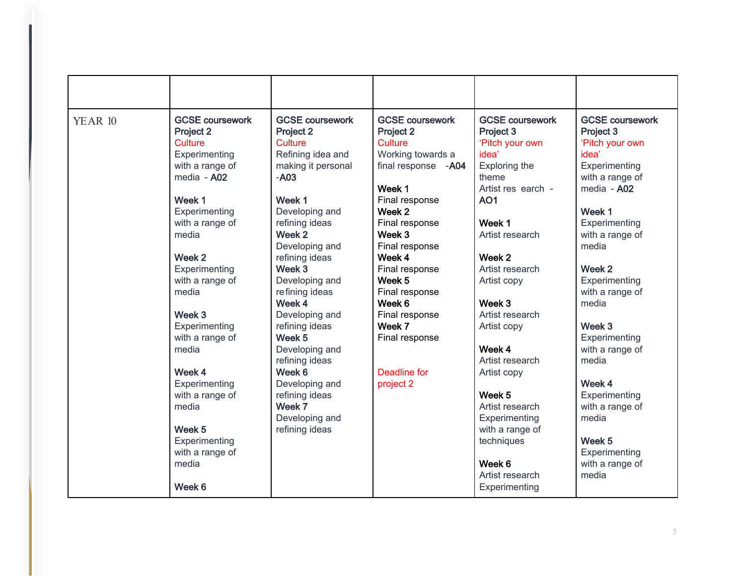| | | | | | |
|---|---|---|---|---|---|
| YEAR 10 | **GCSE coursework Project 2**<br>Culture<br>Experimenting with a range of media - **A02**<br><br>**Week 1**<br>Experimenting with a range of media<br><br>**Week 2**<br>Experimenting with a range of media<br><br>**Week 3**<br>Experimenting with a range of media<br><br>**Week 4**<br>Experimenting with a range of media<br><br>**Week 5**<br>Experimenting with a range of media<br><br>**Week 6** | **GCSE coursework Project 2**<br>Culture<br>Refining idea and making it personal -**A03**<br><br>**Week 1**<br>Developing and refining ideas<br>**Week 2**<br>Developing and refining ideas<br>**Week 3**<br>Developing and refining ideas<br>**Week 4**<br>Developing and refining ideas<br>**Week 5**<br>Developing and refining ideas<br>**Week 6**<br>Developing and refining ideas<br>**Week 7**<br>Developing and refining ideas | **GCSE coursework Project 2**<br>Culture<br>Working towards a final response -**A04**<br><br>**Week 1**<br>Final response<br>**Week 2**<br>Final response<br>**Week 3**<br>Final response<br>**Week 4**<br>Final response<br>**Week 5**<br>Final response<br>**Week 6**<br>Final response<br>**Week 7**<br>Final response<br><br>Deadline for project 2 | **GCSE coursework Project 3**<br>'Pitch your own idea'<br>Exploring the theme<br>Artist res earch - **AO1**<br><br>**Week 1**<br>Artist research<br><br>**Week 2**<br>Artist research<br>Artist copy<br><br>**Week 3**<br>Artist research<br>Artist copy<br><br>**Week 4**<br>Artist research<br>Artist copy<br><br>**Week 5**<br>Artist research<br>Experimenting with a range of techniques<br><br>**Week 6**<br>Artist research<br>Experimenting | **GCSE coursework Project 3**<br>'Pitch your own idea'<br>Experimenting with a range of media - **A02**<br><br>**Week 1**<br>Experimenting with a range of media<br><br>**Week 2**<br>Experimenting with a range of media<br><br>**Week 3**<br>Experimenting with a range of media<br><br>**Week 4**<br>Experimenting with a range of media<br><br>**Week 5**<br>Experimenting with a range of media |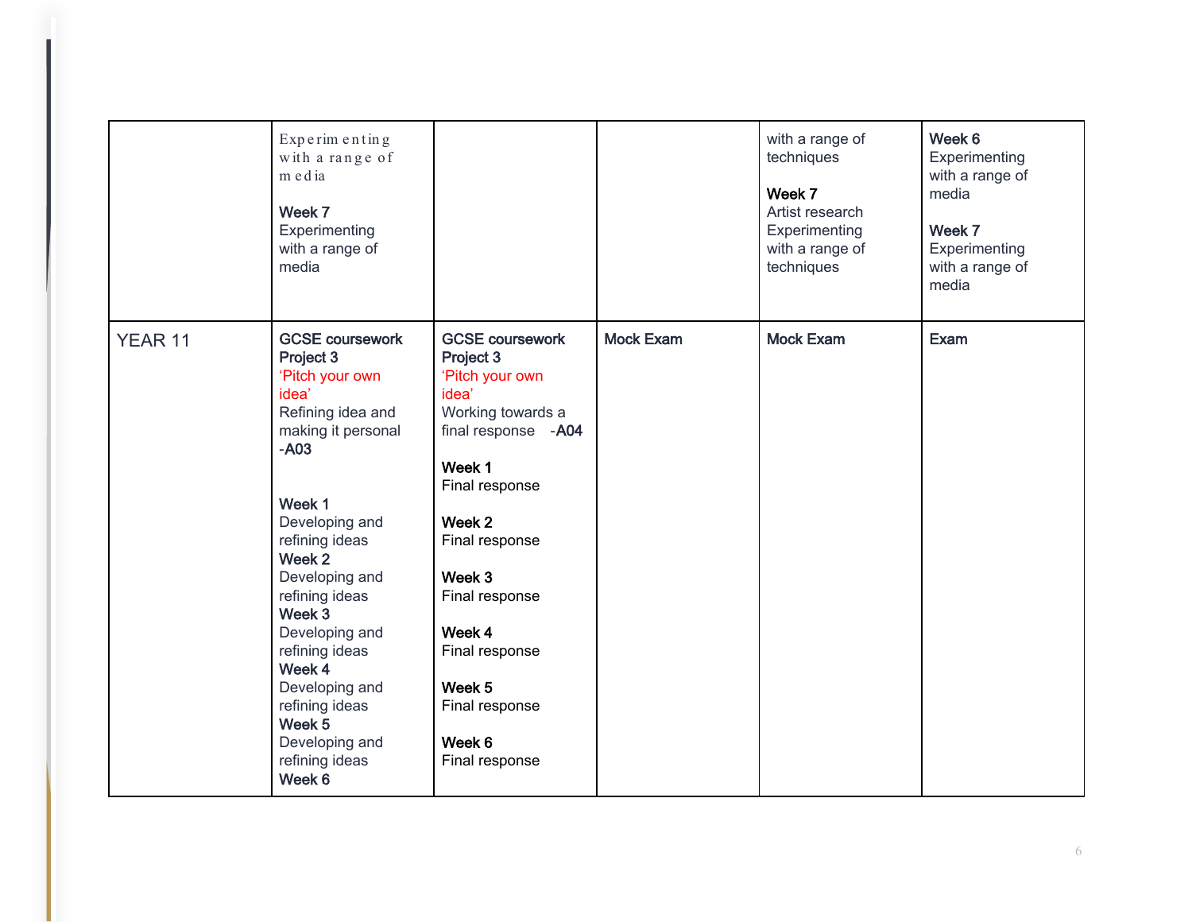| | | | | | |
|---|---|---|---|---|---|
| | Experimenting with a range of media<br><br>**Week 7**<br>Experimenting with a range of media | | | with a range of techniques<br><br>**Week 7**<br>Artist research<br>Experimenting with a range of techniques | **Week 6**<br>Experimenting with a range of media<br><br>**Week 7**<br>Experimenting with a range of media |
| YEAR 11 | **GCSE coursework Project 3**<br>'Pitch your own idea'<br>Refining idea and making it personal -**A03**<br><br>**Week 1**<br>Developing and refining ideas<br>**Week 2**<br>Developing and refining ideas<br>**Week 3**<br>Developing and refining ideas<br>**Week 4**<br>Developing and refining ideas<br>**Week 5**<br>Developing and refining ideas<br>**Week 6** | **GCSE coursework Project 3**<br>'Pitch your own idea'<br>Working towards a final response -**A04**<br><br>**Week 1**<br>Final response<br><br>**Week 2**<br>Final response<br><br>**Week 3**<br>Final response<br><br>**Week 4**<br>Final response<br><br>**Week 5**<br>Final response<br><br>**Week 6**<br>Final response | **Mock Exam** | **Mock Exam** | **Exam** |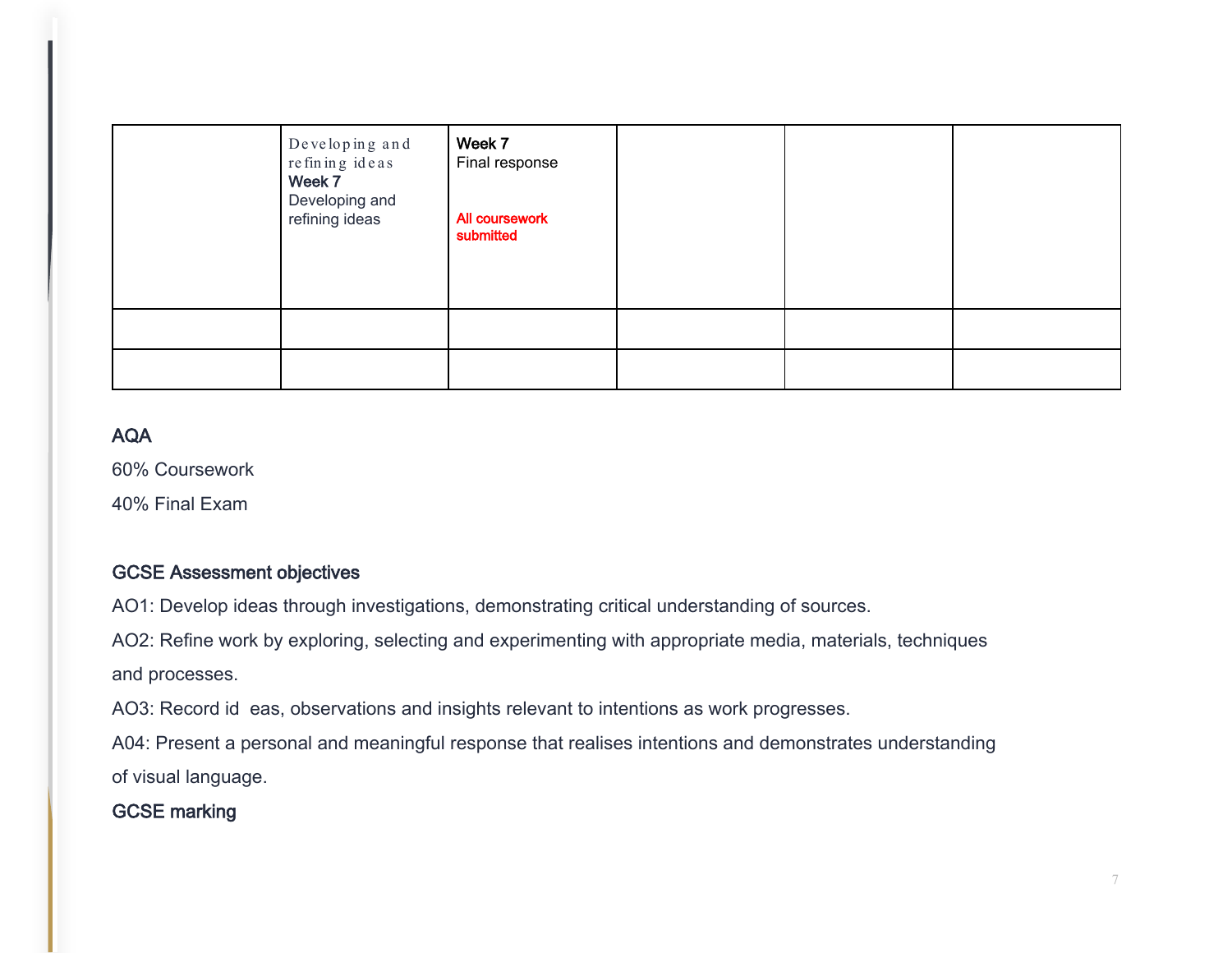| | | | | | |
|---|---|---|---|---|---|
| | Developing and refining ideas **Week 7** Developing and refining ideas | **Week 7** Final response **All coursework submitted** | | | |
| | | | | | |
| | | | | | |

**AQA**

60% Coursework

40% Final Exam

**GCSE Assessment objectives**

AO1: Develop ideas through investigations, demonstrating critical understanding of sources.

AO2: Refine work by exploring, selecting and experimenting with appropriate media, materials, techniques and processes.

AO3: Record id eas, observations and insights relevant to intentions as work progresses.

A04: Present a personal and meaningful response that realises intentions and demonstrates understanding of visual language.

**GCSE marking**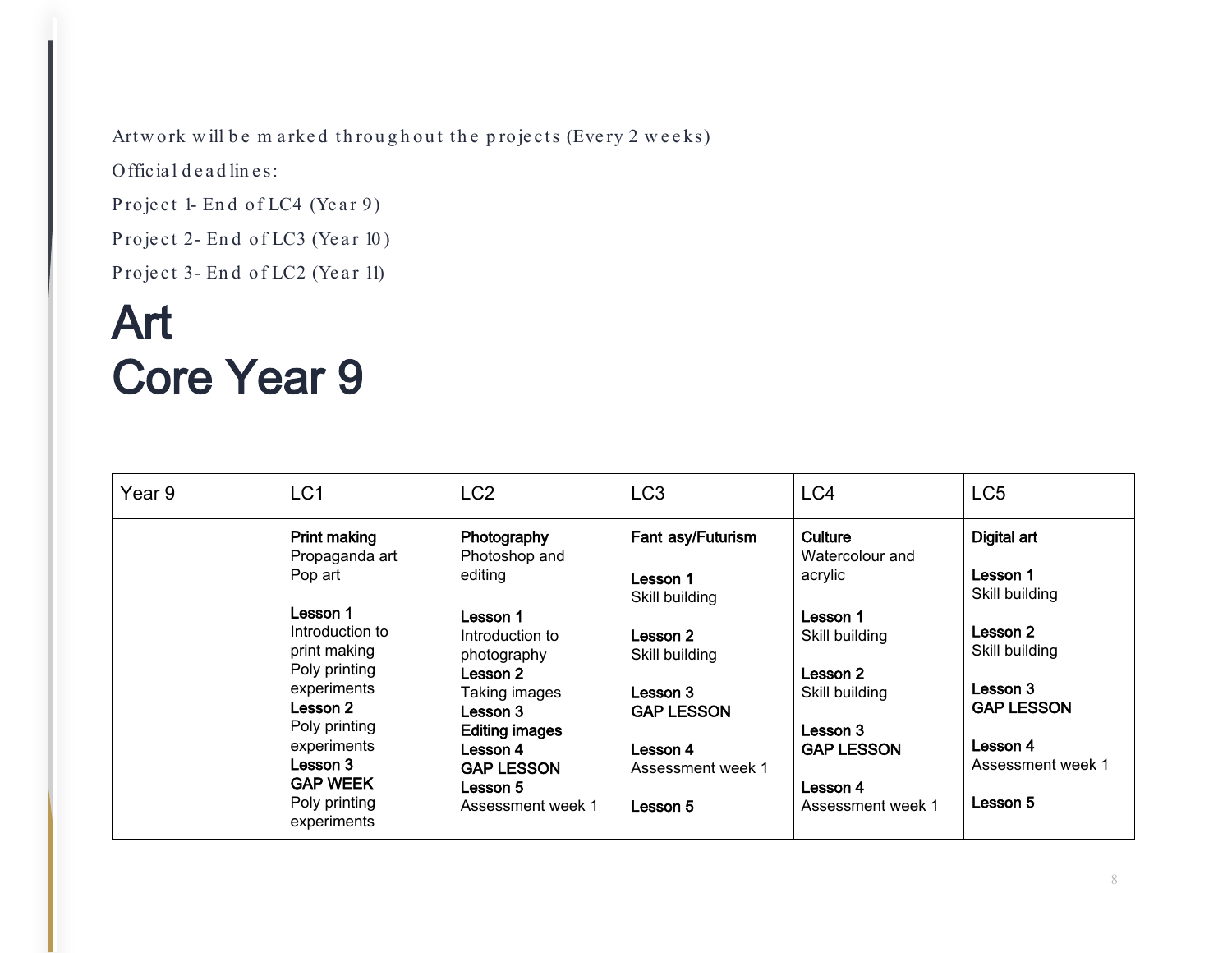Artwork will be marked throughout the projects (Every 2 weeks)

Official deadlines:

Project 1- End of LC4 (Year 9)

Project 2- End of LC3 (Year 10)

Project 3- End of LC2 (Year 11)

# Art
# Core Year 9

| Year 9 | LC1 | LC2 | LC3 | LC4 | LC5 |
|---|---|---|---|---|---|
| | **Print making**<br>Propaganda art<br>Pop art<br><br>**Lesson 1**<br>Introduction to print making<br>Poly printing experiments<br>**Lesson 2**<br>Poly printing experiments<br>**Lesson 3**<br>**GAP WEEK**<br>Poly printing experiments | **Photography**<br>Photoshop and editing<br><br>**Lesson 1**<br>Introduction to photography<br>**Lesson 2**<br>Taking images<br>**Lesson 3**<br>**Editing images**<br>**Lesson 4**<br>**GAP LESSON**<br>**Lesson 5**<br>Assessment week 1 | **Fant asy/Futurism**<br><br>**Lesson 1**<br>Skill building<br><br>**Lesson 2**<br>Skill building<br><br>**Lesson 3**<br>**GAP LESSON**<br><br>**Lesson 4**<br>Assessment week 1<br><br>**Lesson 5** | **Culture**<br>Watercolour and acrylic<br><br>**Lesson 1**<br>Skill building<br><br>**Lesson 2**<br>Skill building<br><br>**Lesson 3**<br>**GAP LESSON**<br><br>**Lesson 4**<br>Assessment week 1 | **Digital art**<br><br>**Lesson 1**<br>Skill building<br><br>**Lesson 2**<br>Skill building<br><br>**Lesson 3**<br>**GAP LESSON**<br><br>**Lesson 4**<br>Assessment week 1<br><br>**Lesson 5** |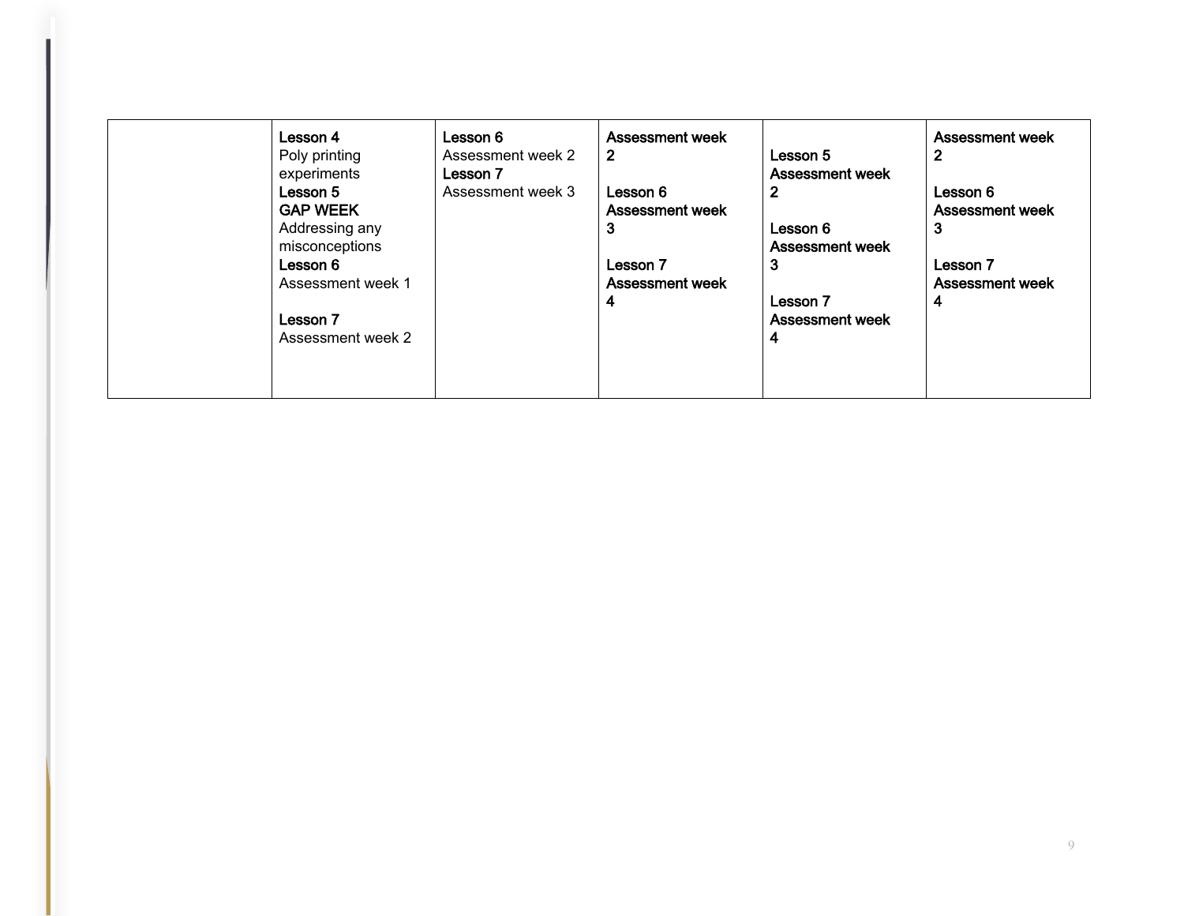| | | | | | |
|---|---|---|---|---|---|
| | **Lesson 4**<br>Poly printing experiments<br>**Lesson 5**<br>**GAP WEEK**<br>Addressing any misconceptions<br>**Lesson 6**<br>Assessment week 1<br><br>**Lesson 7**<br>Assessment week 2 | **Lesson 6**<br>Assessment week 2<br>**Lesson 7**<br>Assessment week 3 | **Assessment week 2**<br><br>**Lesson 6**<br>**Assessment week 3**<br><br>**Lesson 7**<br>**Assessment week 4** | **Lesson 5**<br>**Assessment week 2**<br><br>**Lesson 6**<br>**Assessment week 3**<br><br>**Lesson 7**<br>**Assessment week 4** | **Assessment week 2**<br><br>**Lesson 6**<br>**Assessment week 3**<br><br>**Lesson 7**<br>**Assessment week 4** |